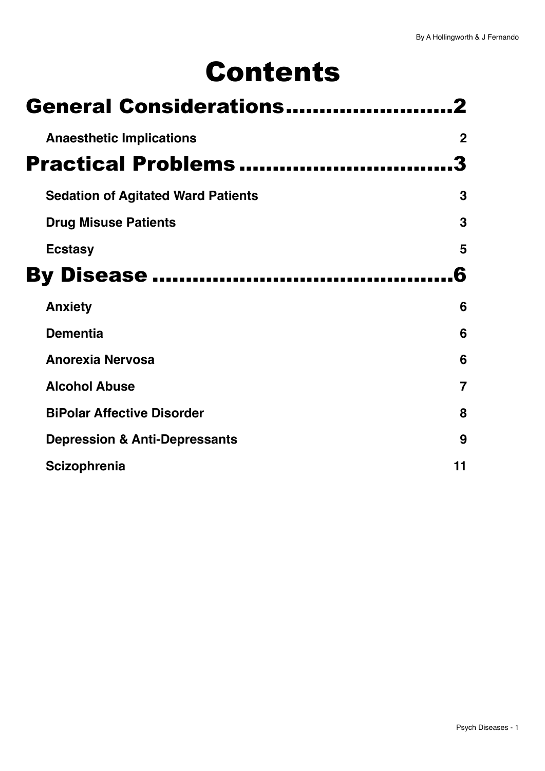# Contents

## General Considerations.........................2

**Anaesthetic Implications** 2

## Practical Problems.................................3

**Sedation of Agitated Ward Patients** 3

**Drug Misuse Patients** 3

**Ecstasy** 5

## By Disease ...............................................6

**Anxiety** 6

**Dementia** 6

**Anorexia Nervosa** 6

**Alcohol Abuse** 7

**BiPolar Affective Disorder** 8

**Depression & Anti-Depressants** 9

**Scizophrenia** 11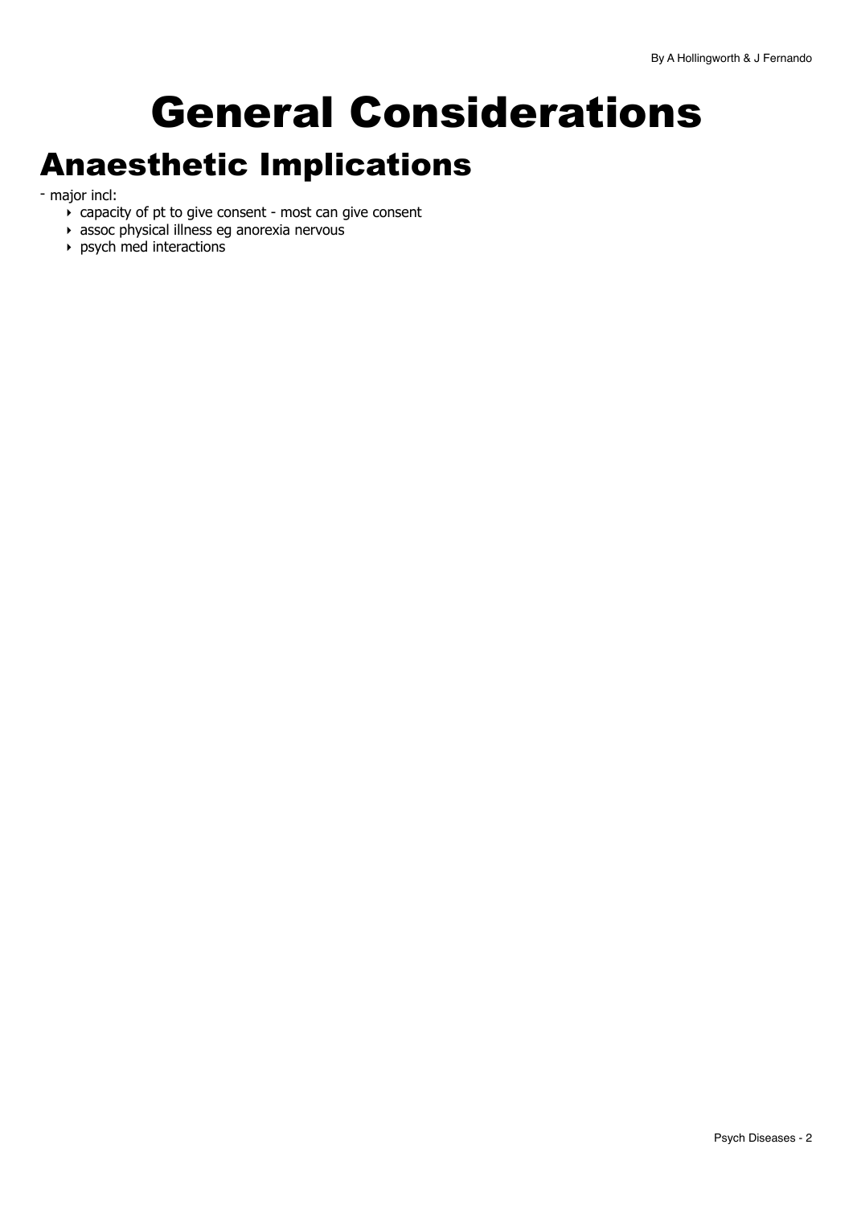# General Considerations

## Anaesthetic Implications

- major incl:
  - capacity of pt to give consent - most can give consent
  - assoc physical illness eg anorexia nervous
  - psych med interactions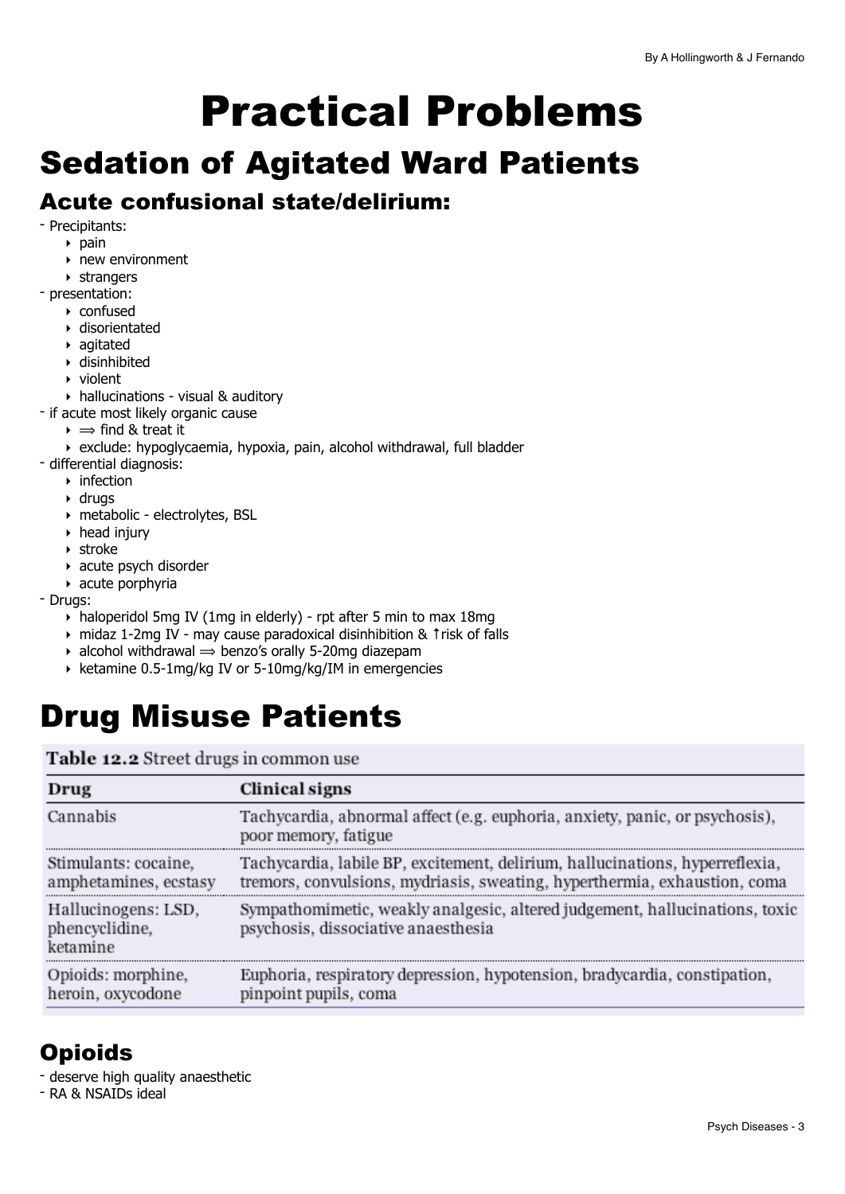# Practical Problems

## Sedation of Agitated Ward Patients

### Acute confusional state/delirium:

- Precipitants:
  - pain
  - new environment
  - strangers
- presentation:
  - confused
  - disorientated
  - agitated
  - disinhibited
  - violent
  - hallucinations - visual & auditory
- if acute most likely organic cause
  - ⟹ find & treat it
  - exclude: hypoglycaemia, hypoxia, pain, alcohol withdrawal, full bladder
- differential diagnosis:
  - infection
  - drugs
  - metabolic - electrolytes, BSL
  - head injury
  - stroke
  - acute psych disorder
  - acute porphyria
- Drugs:
  - haloperidol 5mg IV (1mg in elderly) - rpt after 5 min to max 18mg
  - midaz 1-2mg IV - may cause paradoxical disinhibition & ↑risk of falls
  - alcohol withdrawal ⟹ benzo's orally 5-20mg diazepam
  - ketamine 0.5-1mg/kg IV or 5-10mg/kg/IM in emergencies

# Drug Misuse Patients

**Table 12.2** Street drugs in common use

| Drug | Clinical signs |
| --- | --- |
| Cannabis | Tachycardia, abnormal affect (e.g. euphoria, anxiety, panic, or psychosis), poor memory, fatigue |
| Stimulants: cocaine, amphetamines, ecstasy | Tachycardia, labile BP, excitement, delirium, hallucinations, hyperreflexia, tremors, convulsions, mydriasis, sweating, hyperthermia, exhaustion, coma |
| Hallucinogens: LSD, phencyclidine, ketamine | Sympathomimetic, weakly analgesic, altered judgement, hallucinations, toxic psychosis, dissociative anaesthesia |
| Opioids: morphine, heroin, oxycodone | Euphoria, respiratory depression, hypotension, bradycardia, constipation, pinpoint pupils, coma |

### Opioids

- deserve high quality anaesthetic
- RA & NSAIDs ideal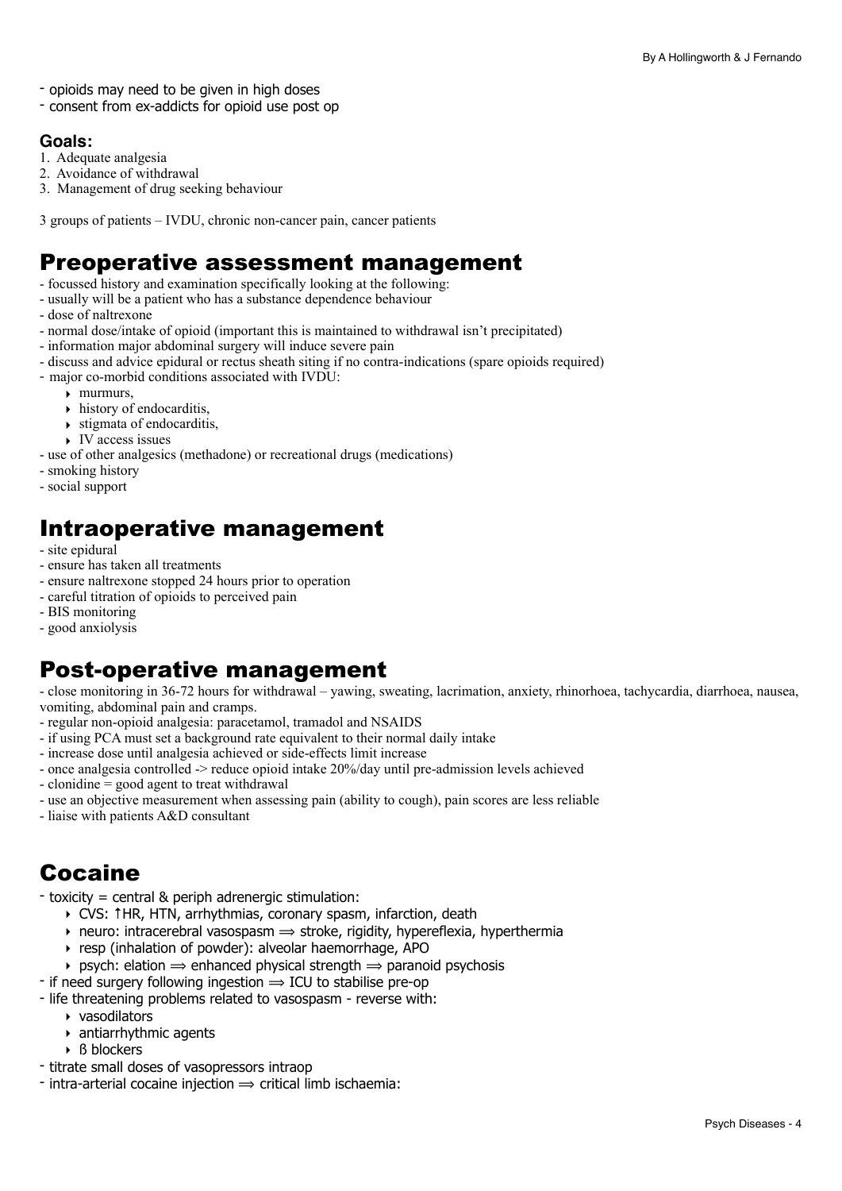- opioids may need to be given in high doses
- consent from ex-addicts for opioid use post op

**Goals:**

1. Adequate analgesia
2. Avoidance of withdrawal
3. Management of drug seeking behaviour

3 groups of patients – IVDU, chronic non-cancer pain, cancer patients

# Preoperative assessment management

- focussed history and examination specifically looking at the following:
- usually will be a patient who has a substance dependence behaviour
- dose of naltrexone
- normal dose/intake of opioid (important this is maintained to withdrawal isn't precipitated)
- information major abdominal surgery will induce severe pain
- discuss and advice epidural or rectus sheath siting if no contra-indications (spare opioids required)
- major co-morbid conditions associated with IVDU:
    - murmurs,
    - history of endocarditis,
    - stigmata of endocarditis,
    - IV access issues
- use of other analgesics (methadone) or recreational drugs (medications)
- smoking history
- social support

# Intraoperative management

- site epidural
- ensure has taken all treatments
- ensure naltrexone stopped 24 hours prior to operation
- careful titration of opioids to perceived pain
- BIS monitoring
- good anxiolysis

# Post-operative management

- close monitoring in 36-72 hours for withdrawal – yawing, sweating, lacrimation, anxiety, rhinorhoea, tachycardia, diarrhoea, nausea, vomiting, abdominal pain and cramps.
- regular non-opioid analgesia: paracetamol, tramadol and NSAIDS
- if using PCA must set a background rate equivalent to their normal daily intake
- increase dose until analgesia achieved or side-effects limit increase
- once analgesia controlled -> reduce opioid intake 20%/day until pre-admission levels achieved
- clonidine = good agent to treat withdrawal
- use an objective measurement when assessing pain (ability to cough), pain scores are less reliable
- liaise with patients A&D consultant

# Cocaine

- toxicity = central & periph adrenergic stimulation:
    - CVS: ↑HR, HTN, arrhythmias, coronary spasm, infarction, death
    - neuro: intracerebral vasospasm ⟹ stroke, rigidity, hypereflexia, hyperthermia
    - resp (inhalation of powder): alveolar haemorrhage, APO
    - psych: elation ⟹ enhanced physical strength ⟹ paranoid psychosis
- if need surgery following ingestion ⟹ ICU to stabilise pre-op
- life threatening problems related to vasospasm - reverse with:
    - vasodilators
    - antiarrhythmic agents
    - ß blockers
- titrate small doses of vasopressors intraop
- intra-arterial cocaine injection ⟹ critical limb ischaemia: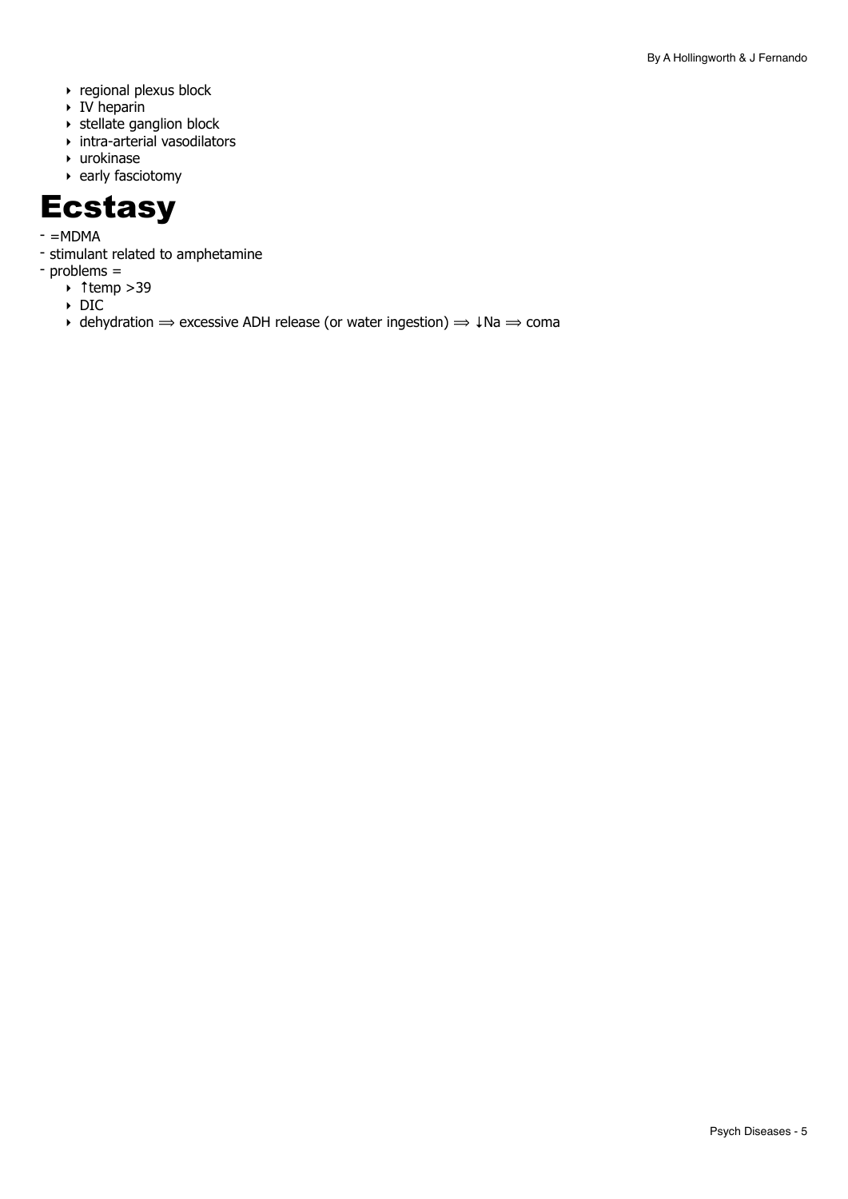- regional plexus block
    - IV heparin
    - stellate ganglion block
    - intra-arterial vasodilators
    - urokinase
    - early fasciotomy

# Ecstasy

- =MDMA
- stimulant related to amphetamine
- problems =
    - ↑temp >39
    - DIC
    - dehydration ⟹ excessive ADH release (or water ingestion) ⟹ ↓Na ⟹ coma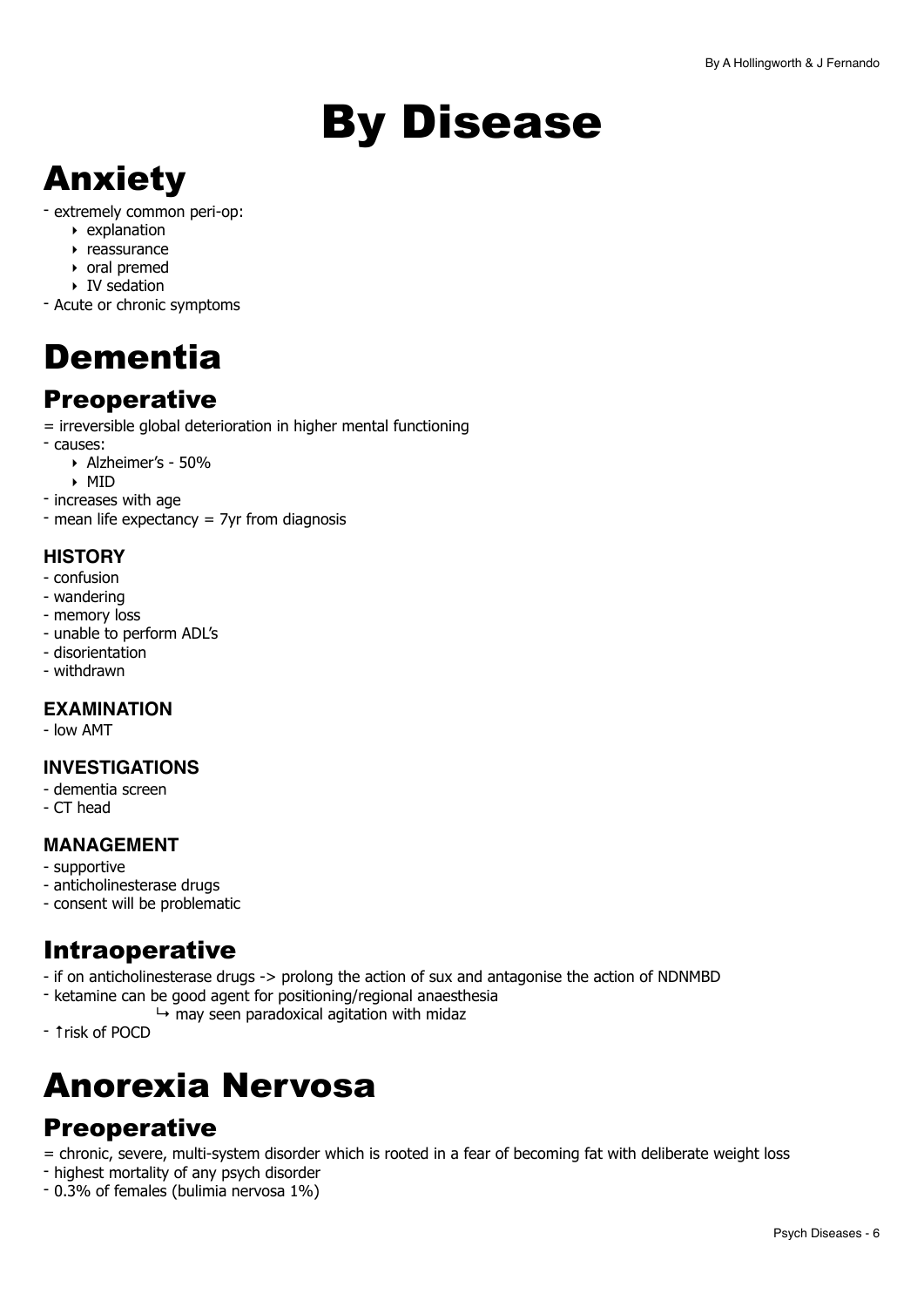# By Disease

# Anxiety

- extremely common peri-op:
    - explanation
    - reassurance
    - oral premed
    - IV sedation
- Acute or chronic symptoms

# Dementia

## Preoperative

= irreversible global deterioration in higher mental functioning

- causes:
    - Alzheimer's - 50%
    - MID
- increases with age
- mean life expectancy = 7yr from diagnosis

### HISTORY

- confusion
- wandering
- memory loss
- unable to perform ADL's
- disorientation
- withdrawn

### EXAMINATION

- low AMT

### INVESTIGATIONS

- dementia screen
- CT head

### MANAGEMENT

- supportive
- anticholinesterase drugs
- consent will be problematic

## Intraoperative

- if on anticholinesterase drugs -> prolong the action of sux and antagonise the action of NDNMBD
- ketamine can be good agent for positioning/regional anaesthesia
    - ↳ may seen paradoxical agitation with midaz
- ↑risk of POCD

# Anorexia Nervosa

## Preoperative

= chronic, severe, multi-system disorder which is rooted in a fear of becoming fat with deliberate weight loss

- highest mortality of any psych disorder
- 0.3% of females (bulimia nervosa 1%)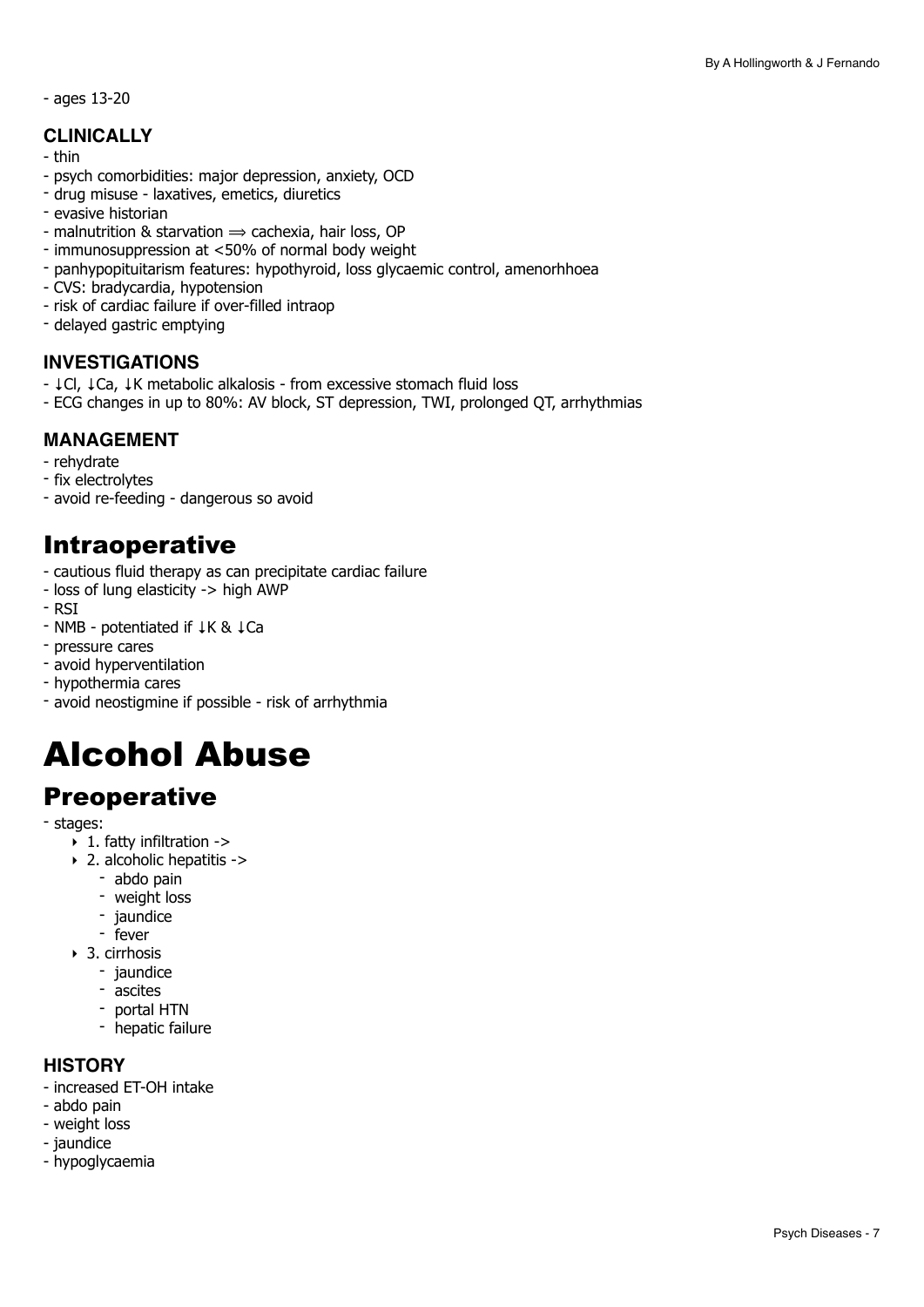- ages 13-20

### CLINICALLY

- thin
- psych comorbidities: major depression, anxiety, OCD
- drug misuse - laxatives, emetics, diuretics
- evasive historian
- malnutrition & starvation ⟹ cachexia, hair loss, OP
- immunosuppression at <50% of normal body weight
- panhypopituitarism features: hypothyroid, loss glycaemic control, amenorhhoea
- CVS: bradycardia, hypotension
- risk of cardiac failure if over-filled intraop
- delayed gastric emptying

### INVESTIGATIONS

- ↓Cl, ↓Ca, ↓K metabolic alkalosis - from excessive stomach fluid loss
- ECG changes in up to 80%: AV block, ST depression, TWI, prolonged QT, arrhythmias

### MANAGEMENT

- rehydrate
- fix electrolytes
- avoid re-feeding - dangerous so avoid

## Intraoperative

- cautious fluid therapy as can precipitate cardiac failure
- loss of lung elasticity -> high AWP
- RSI
- NMB - potentiated if ↓K & ↓Ca
- pressure cares
- avoid hyperventilation
- hypothermia cares
- avoid neostigmine if possible - risk of arrhythmia

# Alcohol Abuse

## Preoperative

- stages:
    - 1. fatty infiltration ->
    - 2. alcoholic hepatitis ->
        - abdo pain
        - weight loss
        - jaundice
        - fever
    - 3. cirrhosis
        - jaundice
        - ascites
        - portal HTN
        - hepatic failure

### HISTORY

- increased ET-OH intake
- abdo pain
- weight loss
- jaundice
- hypoglycaemia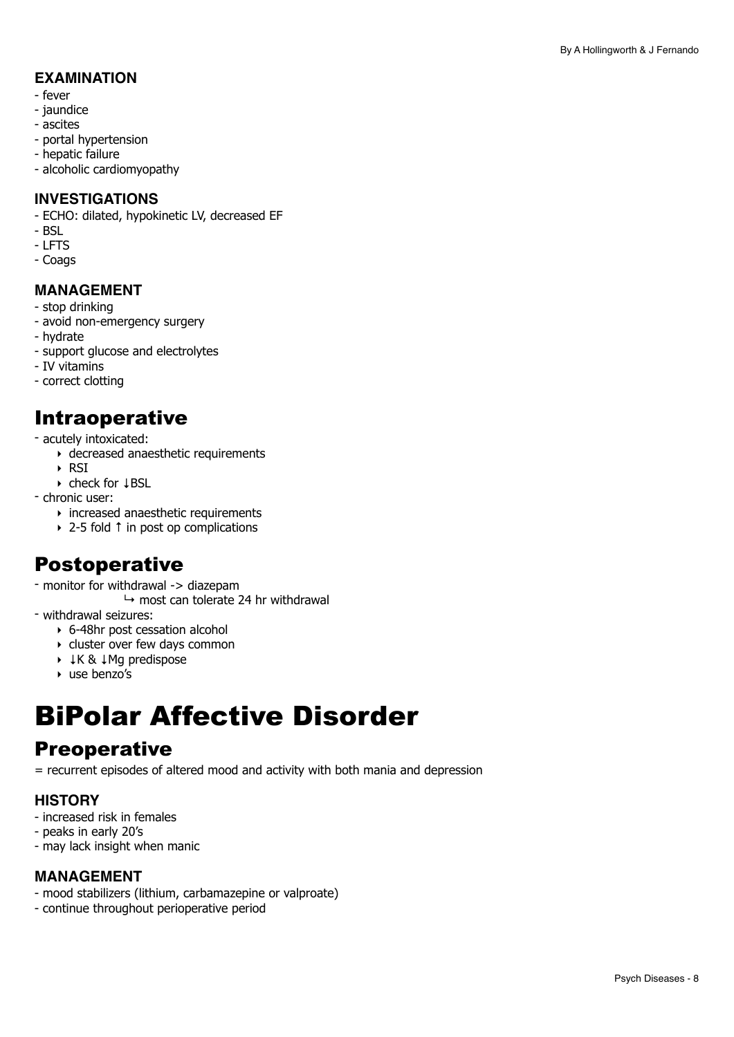### EXAMINATION
- fever
- jaundice
- ascites
- portal hypertension
- hepatic failure
- alcoholic cardiomyopathy

### INVESTIGATIONS
- ECHO: dilated, hypokinetic LV, decreased EF
- BSL
- LFTS
- Coags

### MANAGEMENT
- stop drinking
- avoid non-emergency surgery
- hydrate
- support glucose and electrolytes
- IV vitamins
- correct clotting

## Intraoperative
- acutely intoxicated:
    - decreased anaesthetic requirements
    - RSI
    - check for ↓BSL
- chronic user:
    - increased anaesthetic requirements
    - 2-5 fold ↑ in post op complications

## Postoperative
- monitor for withdrawal -> diazepam
    - ↳ most can tolerate 24 hr withdrawal
- withdrawal seizures:
    - 6-48hr post cessation alcohol
    - cluster over few days common
    - ↓K & ↓Mg predispose
    - use benzo's

# BiPolar Affective Disorder

## Preoperative
= recurrent episodes of altered mood and activity with both mania and depression

### HISTORY
- increased risk in females
- peaks in early 20's
- may lack insight when manic

### MANAGEMENT
- mood stabilizers (lithium, carbamazepine or valproate)
- continue throughout perioperative period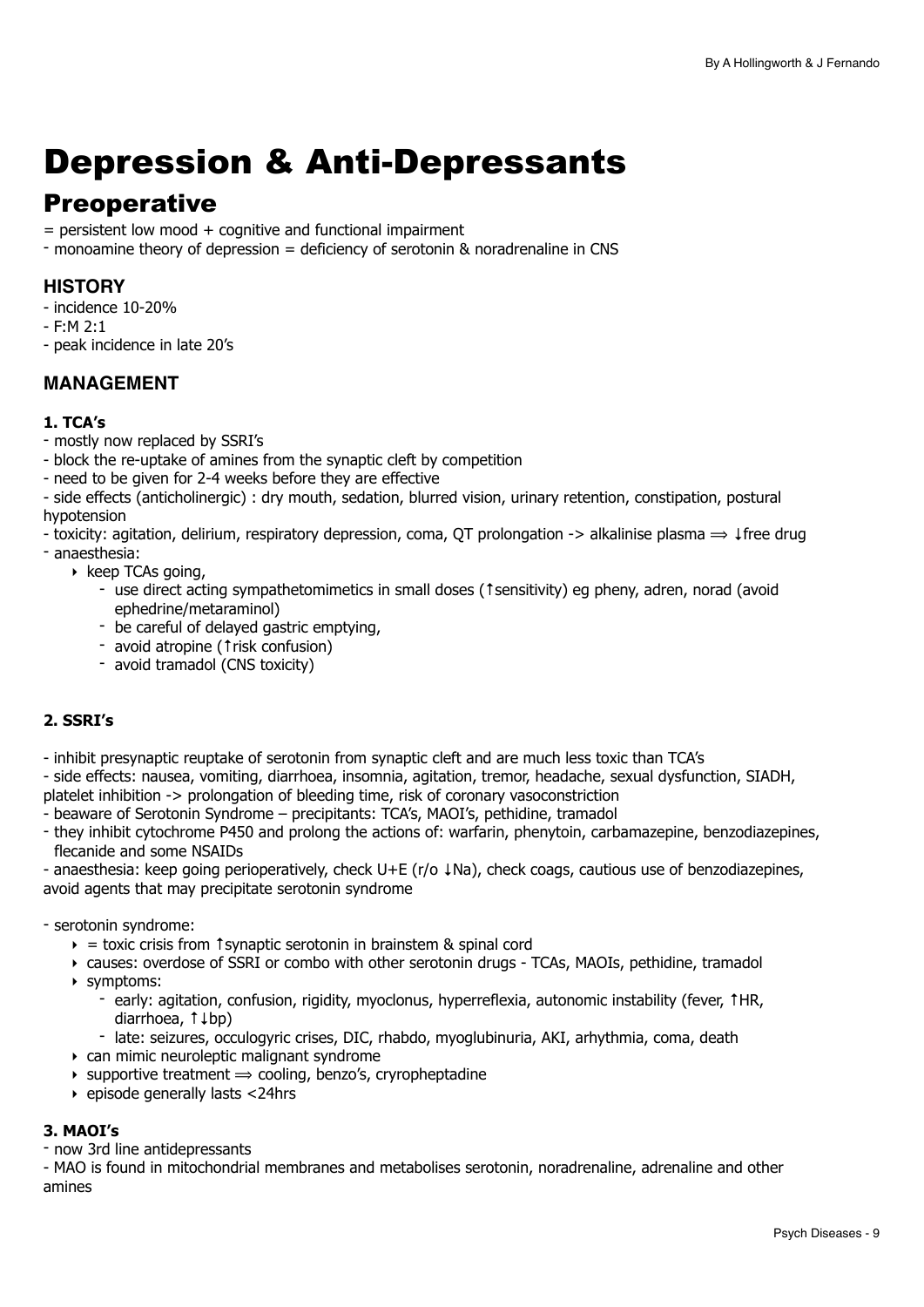# Depression & Anti-Depressants

## Preoperative

= persistent low mood + cognitive and functional impairment
- monoamine theory of depression = deficiency of serotonin & noradrenaline in CNS

### HISTORY

- incidence 10-20%
- F:M 2:1
- peak incidence in late 20's

### MANAGEMENT

#### 1. TCA's

- mostly now replaced by SSRI's
- block the re-uptake of amines from the synaptic cleft by competition
- need to be given for 2-4 weeks before they are effective
- side effects (anticholinergic) : dry mouth, sedation, blurred vision, urinary retention, constipation, postural hypotension
- toxicity: agitation, delirium, respiratory depression, coma, QT prolongation -> alkalinise plasma ⟹ ↓free drug
- anaesthesia:
    - keep TCAs going,
        - use direct acting sympathetomimetics in small doses (↑sensitivity) eg pheny, adren, norad (avoid ephedrine/metaraminol)
        - be careful of delayed gastric emptying,
        - avoid atropine (↑risk confusion)
        - avoid tramadol (CNS toxicity)

#### 2. SSRI's

- inhibit presynaptic reuptake of serotonin from synaptic cleft and are much less toxic than TCA's
- side effects: nausea, vomiting, diarrhoea, insomnia, agitation, tremor, headache, sexual dysfunction, SIADH, platelet inhibition -> prolongation of bleeding time, risk of coronary vasoconstriction
- beaware of Serotonin Syndrome – precipitants: TCA's, MAOI's, pethidine, tramadol
- they inhibit cytochrome P450 and prolong the actions of: warfarin, phenytoin, carbamazepine, benzodiazepines, flecanide and some NSAIDs
- anaesthesia: keep going perioperatively, check U+E (r/o ↓Na), check coags, cautious use of benzodiazepines, avoid agents that may precipitate serotonin syndrome

- serotonin syndrome:
    - = toxic crisis from ↑synaptic serotonin in brainstem & spinal cord
    - causes: overdose of SSRI or combo with other serotonin drugs - TCAs, MAOIs, pethidine, tramadol
    - symptoms:
        - early: agitation, confusion, rigidity, myoclonus, hyperreflexia, autonomic instability (fever, ↑HR, diarrhoea, ↑↓bp)
        - late: seizures, occulogyric crises, DIC, rhabdo, myoglubinuria, AKI, arhythmia, coma, death
    - can mimic neuroleptic malignant syndrome
    - supportive treatment ⟹ cooling, benzo's, cryropheptadine
    - episode generally lasts <24hrs

#### 3. MAOI's

- now 3rd line antidepressants
- MAO is found in mitochondrial membranes and metabolises serotonin, noradrenaline, adrenaline and other amines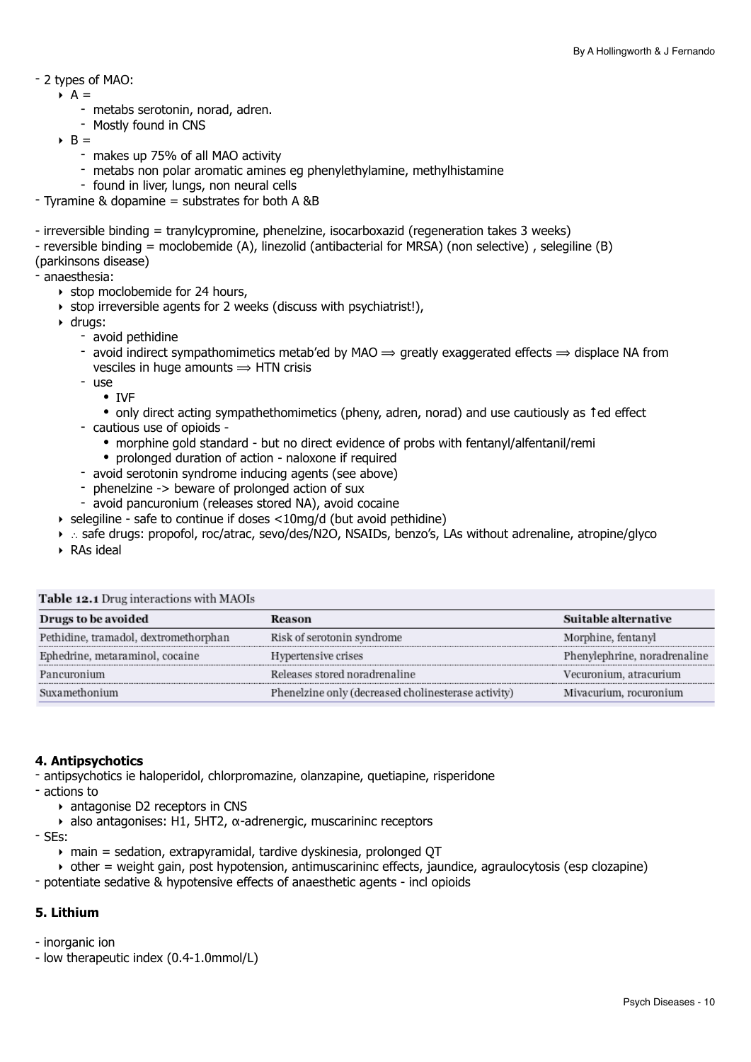- 2 types of MAO:
    - A =
        - metabs serotonin, norad, adren.
        - Mostly found in CNS
    - B =
        - makes up 75% of all MAO activity
        - metabs non polar aromatic amines eg phenylethylamine, methylhistamine
        - found in liver, lungs, non neural cells
- Tyramine & dopamine = substrates for both A &B

- irreversible binding = tranylcypromine, phenelzine, isocarboxazid (regeneration takes 3 weeks)
- reversible binding = moclobemide (A), linezolid (antibacterial for MRSA) (non selective) , selegiline (B) (parkinsons disease)
- anaesthesia:
    - stop moclobemide for 24 hours,
    - stop irreversible agents for 2 weeks (discuss with psychiatrist!),
    - drugs:
        - avoid pethidine
        - avoid indirect sympathomimetics metab'ed by MAO ⟹ greatly exaggerated effects ⟹ displace NA from vesciles in huge amounts ⟹ HTN crisis
        - use
            - IVF
            - only direct acting sympathethomimetics (pheny, adren, norad) and use cautiously as ↑ed effect
        - cautious use of opioids -
            - morphine gold standard - but no direct evidence of probs with fentanyl/alfentanil/remi
            - prolonged duration of action - naloxone if required
        - avoid serotonin syndrome inducing agents (see above)
        - phenelzine -> beware of prolonged action of sux
        - avoid pancuronium (releases stored NA), avoid cocaine
    - selegiline - safe to continue if doses <10mg/d (but avoid pethidine)
    - ∴ safe drugs: propofol, roc/atrac, sevo/des/N2O, NSAIDs, benzo's, LAs without adrenaline, atropine/glyco
    - RAs ideal

**Table 12.1** Drug interactions with MAOIs

| Drugs to be avoided | Reason | Suitable alternative |
|---|---|---|
| Pethidine, tramadol, dextromethorphan | Risk of serotonin syndrome | Morphine, fentanyl |
| Ephedrine, metaraminol, cocaine | Hypertensive crises | Phenylephrine, noradrenaline |
| Pancuronium | Releases stored noradrenaline | Vecuronium, atracurium |
| Suxamethonium | Phenelzine only (decreased cholinesterase activity) | Mivacurium, rocuronium |

**4. Antipsychotics**

- antipsychotics ie haloperidol, chlorpromazine, olanzapine, quetiapine, risperidone
- actions to
    - antagonise D2 receptors in CNS
    - also antagonises: H1, 5HT2, α-adrenergic, muscarininc receptors
- SEs:
    - main = sedation, extrapyramidal, tardive dyskinesia, prolonged QT
    - other = weight gain, post hypotension, antimuscarininc effects, jaundice, agraulocytosis (esp clozapine)
- potentiate sedative & hypotensive effects of anaesthetic agents - incl opioids

**5. Lithium**

- inorganic ion
- low therapeutic index (0.4-1.0mmol/L)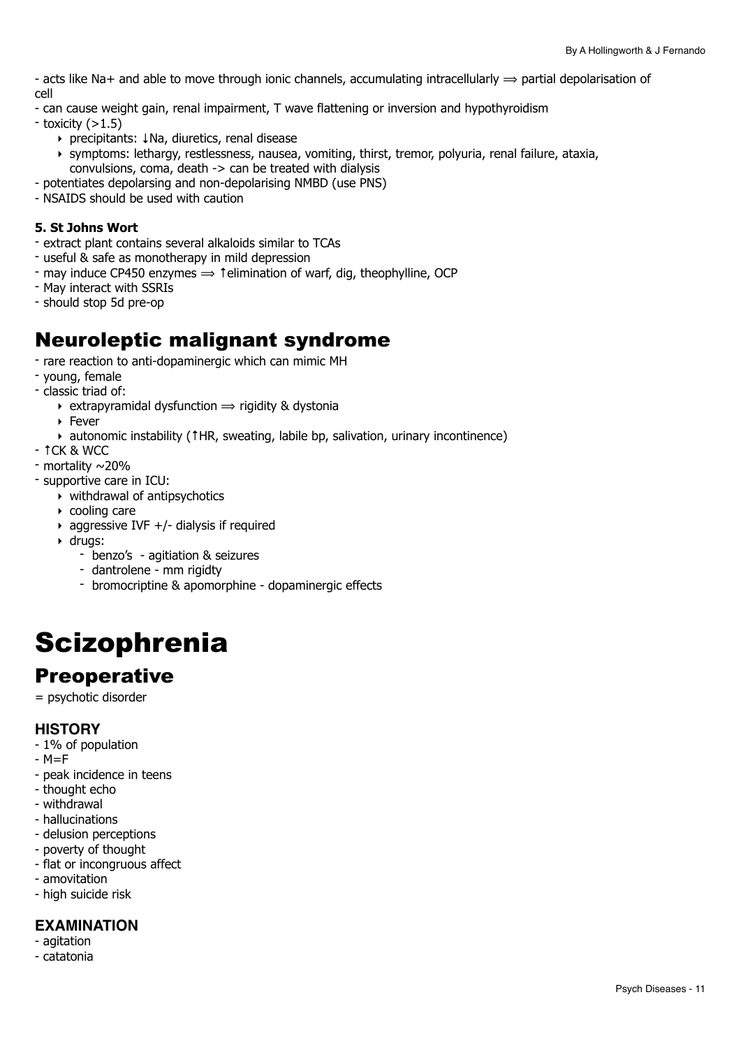- acts like Na+ and able to move through ionic channels, accumulating intracellularly ⟹ partial depolarisation of cell
- can cause weight gain, renal impairment, T wave flattening or inversion and hypothyroidism
- toxicity (>1.5)
    - precipitants: ↓Na, diuretics, renal disease
    - symptoms: lethargy, restlessness, nausea, vomiting, thirst, tremor, polyuria, renal failure, ataxia, convulsions, coma, death -> can be treated with dialysis
- potentiates depolarsing and non-depolarising NMBD (use PNS)
- NSAIDS should be used with caution

**5. St Johns Wort**

- extract plant contains several alkaloids similar to TCAs
- useful & safe as monotherapy in mild depression
- may induce CP450 enzymes ⟹ ↑elimination of warf, dig, theophylline, OCP
- May interact with SSRIs
- should stop 5d pre-op

## Neuroleptic malignant syndrome

- rare reaction to anti-dopaminergic which can mimic MH
- young, female
- classic triad of:
    - extrapyramidal dysfunction ⟹ rigidity & dystonia
    - Fever
    - autonomic instability (↑HR, sweating, labile bp, salivation, urinary incontinence)
- ↑CK & WCC
- mortality ~20%
- supportive care in ICU:
    - withdrawal of antipsychotics
    - cooling care
    - aggressive IVF +/- dialysis if required
    - drugs:
        - benzo's - agitiation & seizures
        - dantrolene - mm rigidty
        - bromocriptine & apomorphine - dopaminergic effects

# Scizophrenia

## Preoperative

= psychotic disorder

### HISTORY

- 1% of population
- M=F
- peak incidence in teens
- thought echo
- withdrawal
- hallucinations
- delusion perceptions
- poverty of thought
- flat or incongruous affect
- amovitation
- high suicide risk

### EXAMINATION

- agitation
- catatonia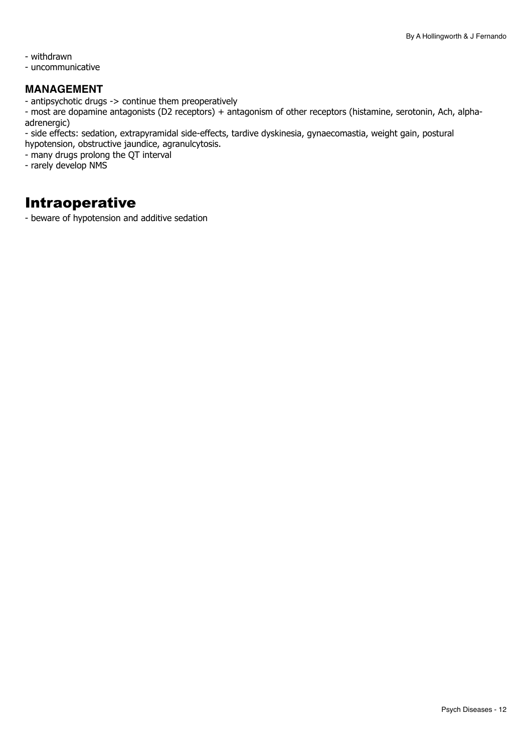- withdrawn
- uncommunicative

### MANAGEMENT

- antipsychotic drugs -> continue them preoperatively
- most are dopamine antagonists (D2 receptors) + antagonism of other receptors (histamine, serotonin, Ach, alpha-adrenergic)
- side effects: sedation, extrapyramidal side-effects, tardive dyskinesia, gynaecomastia, weight gain, postural hypotension, obstructive jaundice, agranulcytosis.
- many drugs prolong the QT interval
- rarely develop NMS

## Intraoperative

- beware of hypotension and additive sedation